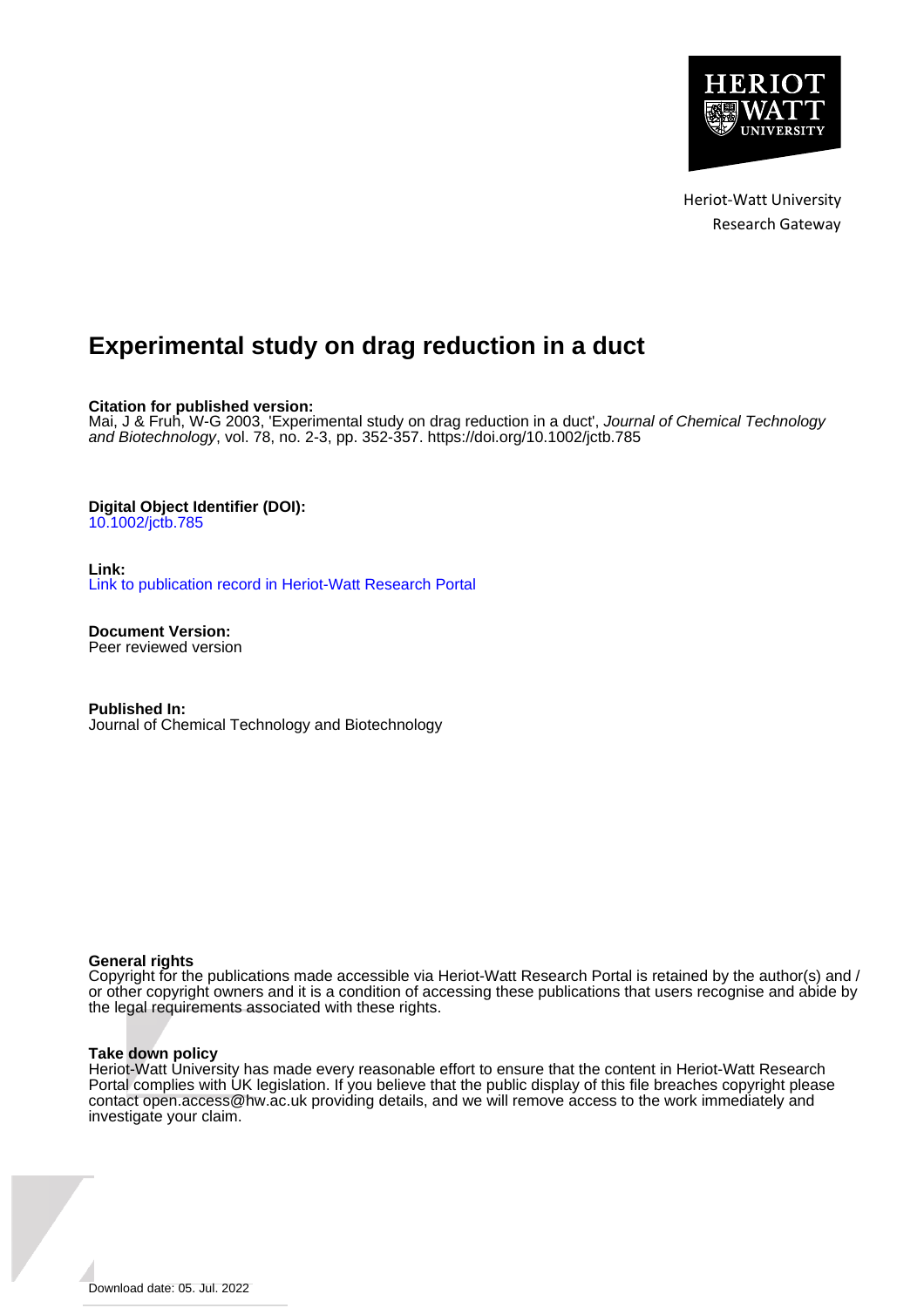Heriot-Watt University
Research Gateway

# Experimental study on drag reduction in a duct

**Citation for published version:**
Mai, J & Fruh, W-G 2003, 'Experimental study on drag reduction in a duct', *Journal of Chemical Technology and Biotechnology*, vol. 78, no. 2-3, pp. 352-357. https://doi.org/10.1002/jctb.785

**Digital Object Identifier (DOI):**
10.1002/jctb.785

**Link:**
Link to publication record in Heriot-Watt Research Portal

**Document Version:**
Peer reviewed version

**Published In:**
Journal of Chemical Technology and Biotechnology

**General rights**
Copyright for the publications made accessible via Heriot-Watt Research Portal is retained by the author(s) and / or other copyright owners and it is a condition of accessing these publications that users recognise and abide by the legal requirements associated with these rights.

**Take down policy**
Heriot-Watt University has made every reasonable effort to ensure that the content in Heriot-Watt Research Portal complies with UK legislation. If you believe that the public display of this file breaches copyright please contact open.access@hw.ac.uk providing details, and we will remove access to the work immediately and investigate your claim.

Download date: 05. Jul. 2022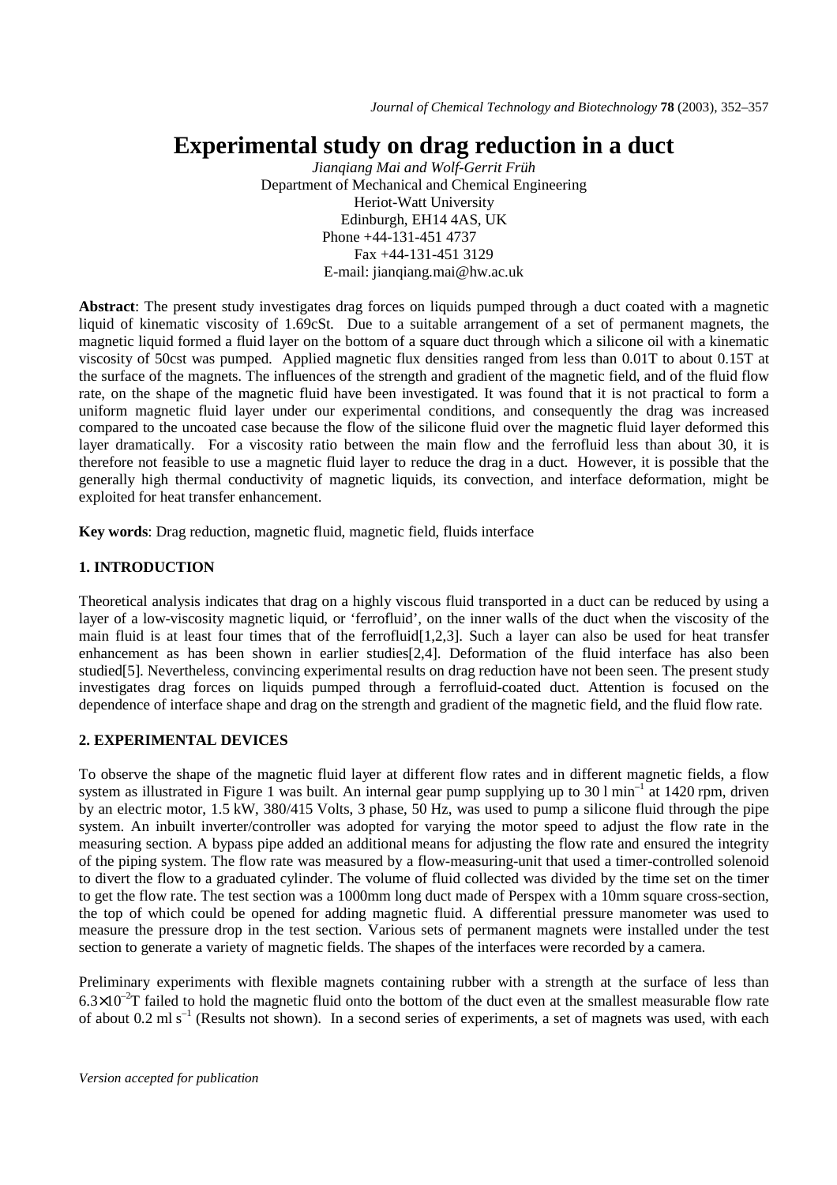*Journal of Chemical Technology and Biotechnology* **78** (2003), 352–357

# Experimental study on drag reduction in a duct

*Jianqiang Mai and Wolf-Gerrit Früh*
Department of Mechanical and Chemical Engineering
Heriot-Watt University
Edinburgh, EH14 4AS, UK
Phone +44-131-451 4737
Fax +44-131-451 3129
E-mail: jianqiang.mai@hw.ac.uk

**Abstract**: The present study investigates drag forces on liquids pumped through a duct coated with a magnetic liquid of kinematic viscosity of 1.69cSt. Due to a suitable arrangement of a set of permanent magnets, the magnetic liquid formed a fluid layer on the bottom of a square duct through which a silicone oil with a kinematic viscosity of 50cst was pumped. Applied magnetic flux densities ranged from less than 0.01T to about 0.15T at the surface of the magnets. The influences of the strength and gradient of the magnetic field, and of the fluid flow rate, on the shape of the magnetic fluid have been investigated. It was found that it is not practical to form a uniform magnetic fluid layer under our experimental conditions, and consequently the drag was increased compared to the uncoated case because the flow of the silicone fluid over the magnetic fluid layer deformed this layer dramatically. For a viscosity ratio between the main flow and the ferrofluid less than about 30, it is therefore not feasible to use a magnetic fluid layer to reduce the drag in a duct. However, it is possible that the generally high thermal conductivity of magnetic liquids, its convection, and interface deformation, might be exploited for heat transfer enhancement.

**Key words**: Drag reduction, magnetic fluid, magnetic field, fluids interface

## 1. INTRODUCTION

Theoretical analysis indicates that drag on a highly viscous fluid transported in a duct can be reduced by using a layer of a low-viscosity magnetic liquid, or 'ferrofluid', on the inner walls of the duct when the viscosity of the main fluid is at least four times that of the ferrofluid[1,2,3]. Such a layer can also be used for heat transfer enhancement as has been shown in earlier studies[2,4]. Deformation of the fluid interface has also been studied[5]. Nevertheless, convincing experimental results on drag reduction have not been seen. The present study investigates drag forces on liquids pumped through a ferrofluid-coated duct. Attention is focused on the dependence of interface shape and drag on the strength and gradient of the magnetic field, and the fluid flow rate.

## 2. EXPERIMENTAL DEVICES

To observe the shape of the magnetic fluid layer at different flow rates and in different magnetic fields, a flow system as illustrated in Figure 1 was built. An internal gear pump supplying up to 30 l min$^{-1}$ at 1420 rpm, driven by an electric motor, 1.5 kW, 380/415 Volts, 3 phase, 50 Hz, was used to pump a silicone fluid through the pipe system. An inbuilt inverter/controller was adopted for varying the motor speed to adjust the flow rate in the measuring section. A bypass pipe added an additional means for adjusting the flow rate and ensured the integrity of the piping system. The flow rate was measured by a flow-measuring-unit that used a timer-controlled solenoid to divert the flow to a graduated cylinder. The volume of fluid collected was divided by the time set on the timer to get the flow rate. The test section was a 1000mm long duct made of Perspex with a 10mm square cross-section, the top of which could be opened for adding magnetic fluid. A differential pressure manometer was used to measure the pressure drop in the test section. Various sets of permanent magnets were installed under the test section to generate a variety of magnetic fields. The shapes of the interfaces were recorded by a camera.

Preliminary experiments with flexible magnets containing rubber with a strength at the surface of less than $6.3\times10^{-2}$T failed to hold the magnetic fluid onto the bottom of the duct even at the smallest measurable flow rate of about 0.2 ml s$^{-1}$ (Results not shown). In a second series of experiments, a set of magnets was used, with each

*Version accepted for publication*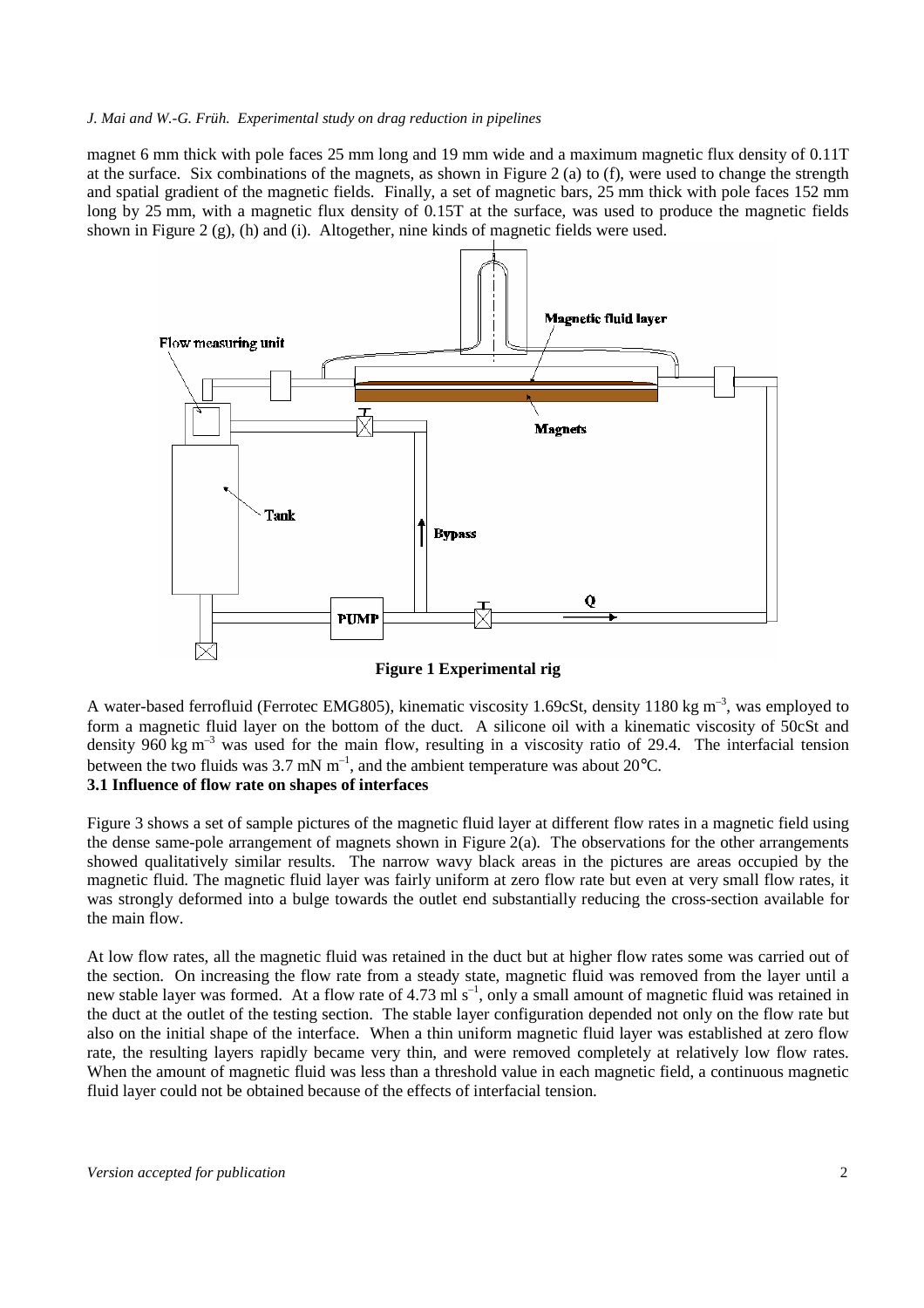magnet 6 mm thick with pole faces 25 mm long and 19 mm wide and a maximum magnetic flux density of 0.11T at the surface. Six combinations of the magnets, as shown in Figure 2 (a) to (f), were used to change the strength and spatial gradient of the magnetic fields. Finally, a set of magnetic bars, 25 mm thick with pole faces 152 mm long by 25 mm, with a magnetic flux density of 0.15T at the surface, was used to produce the magnetic fields shown in Figure 2 (g), (h) and (i). Altogether, nine kinds of magnetic fields were used.

**Figure 1 Experimental rig**

A water-based ferrofluid (Ferrotec EMG805), kinematic viscosity 1.69cSt, density 1180 kg $m^{-3}$, was employed to form a magnetic fluid layer on the bottom of the duct. A silicone oil with a kinematic viscosity of 50cSt and density 960 kg $m^{-3}$ was used for the main flow, resulting in a viscosity ratio of 29.4. The interfacial tension between the two fluids was 3.7 mN $m^{-1}$, and the ambient temperature was about 20°C.

### 3.1 Influence of flow rate on shapes of interfaces

Figure 3 shows a set of sample pictures of the magnetic fluid layer at different flow rates in a magnetic field using the dense same-pole arrangement of magnets shown in Figure 2(a). The observations for the other arrangements showed qualitatively similar results. The narrow wavy black areas in the pictures are areas occupied by the magnetic fluid. The magnetic fluid layer was fairly uniform at zero flow rate but even at very small flow rates, it was strongly deformed into a bulge towards the outlet end substantially reducing the cross-section available for the main flow.

At low flow rates, all the magnetic fluid was retained in the duct but at higher flow rates some was carried out of the section. On increasing the flow rate from a steady state, magnetic fluid was removed from the layer until a new stable layer was formed. At a flow rate of 4.73 ml $s^{-1}$, only a small amount of magnetic fluid was retained in the duct at the outlet of the testing section. The stable layer configuration depended not only on the flow rate but also on the initial shape of the interface. When a thin uniform magnetic fluid layer was established at zero flow rate, the resulting layers rapidly became very thin, and were removed completely at relatively low flow rates. When the amount of magnetic fluid was less than a threshold value in each magnetic field, a continuous magnetic fluid layer could not be obtained because of the effects of interfacial tension.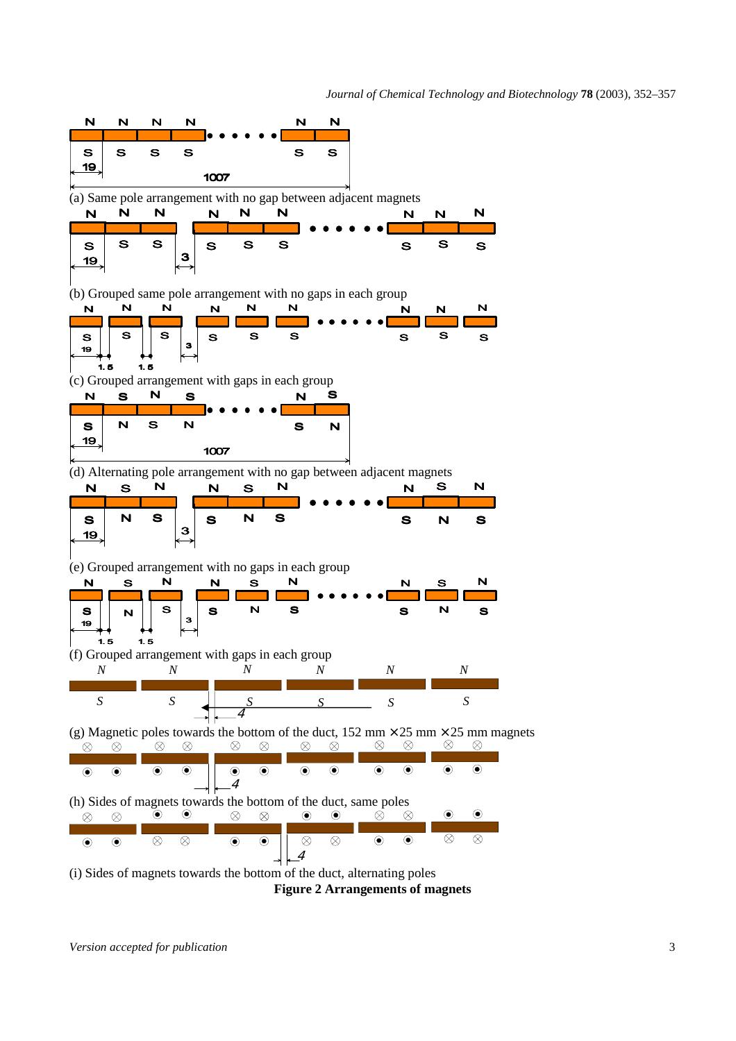(a) Same pole arrangement with no gap between adjacent magnets

(b) Grouped same pole arrangement with no gaps in each group

(c) Grouped arrangement with gaps in each group

(d) Alternating pole arrangement with no gap between adjacent magnets

(e) Grouped arrangement with no gaps in each group

(f) Grouped arrangement with gaps in each group

(g) Magnetic poles towards the bottom of the duct, 152 mm × 25 mm × 25 mm magnets

(h) Sides of magnets towards the bottom of the duct, same poles

(i) Sides of magnets towards the bottom of the duct, alternating poles

**Figure 2 Arrangements of magnets**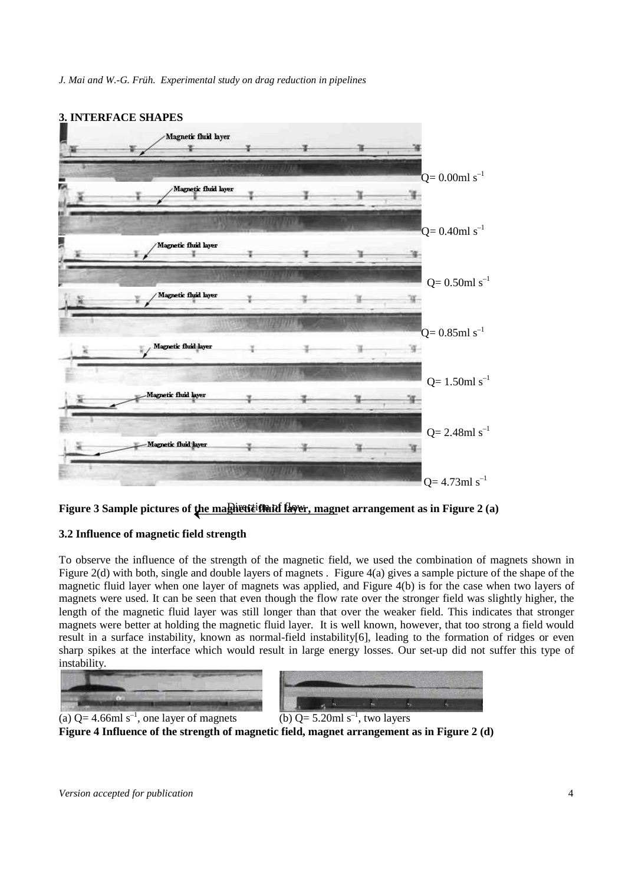## 3. INTERFACE SHAPES

Magnetic fluid layer

$Q = 0.00 \text{ml s}^{-1}$

Magnetic fluid layer

$Q = 0.40 \text{ml s}^{-1}$

Magnetic fluid layer

$Q = 0.50 \text{ml s}^{-1}$

Magnetic fluid layer

$Q = 0.85 \text{ml s}^{-1}$

Magnetic fluid layer

$Q = 1.50 \text{ml s}^{-1}$

Magnetic fluid layer

$Q = 2.48 \text{ml s}^{-1}$

Magnetic fluid layer

$Q = 4.73 \text{ml s}^{-1}$

Direction of flow

**Figure 3 Sample pictures of the magnetic fluid layer, magnet arrangement as in Figure 2 (a)**

### 3.2 Influence of magnetic field strength

To observe the influence of the strength of the magnetic field, we used the combination of magnets shown in Figure 2(d) with both, single and double layers of magnets . Figure 4(a) gives a sample picture of the shape of the magnetic fluid layer when one layer of magnets was applied, and Figure 4(b) is for the case when two layers of magnets were used. It can be seen that even though the flow rate over the stronger field was slightly higher, the length of the magnetic fluid layer was still longer than that over the weaker field. This indicates that stronger magnets were better at holding the magnetic fluid layer. It is well known, however, that too strong a field would result in a surface instability, known as normal-field instability[6], leading to the formation of ridges or even sharp spikes at the interface which would result in large energy losses. Our set-up did not suffer this type of instability.

(a) $Q = 4.66 \text{ml s}^{-1}$, one layer of magnets (b) $Q = 5.20 \text{ml s}^{-1}$, two layers

**Figure 4 Influence of the strength of magnetic field, magnet arrangement as in Figure 2 (d)**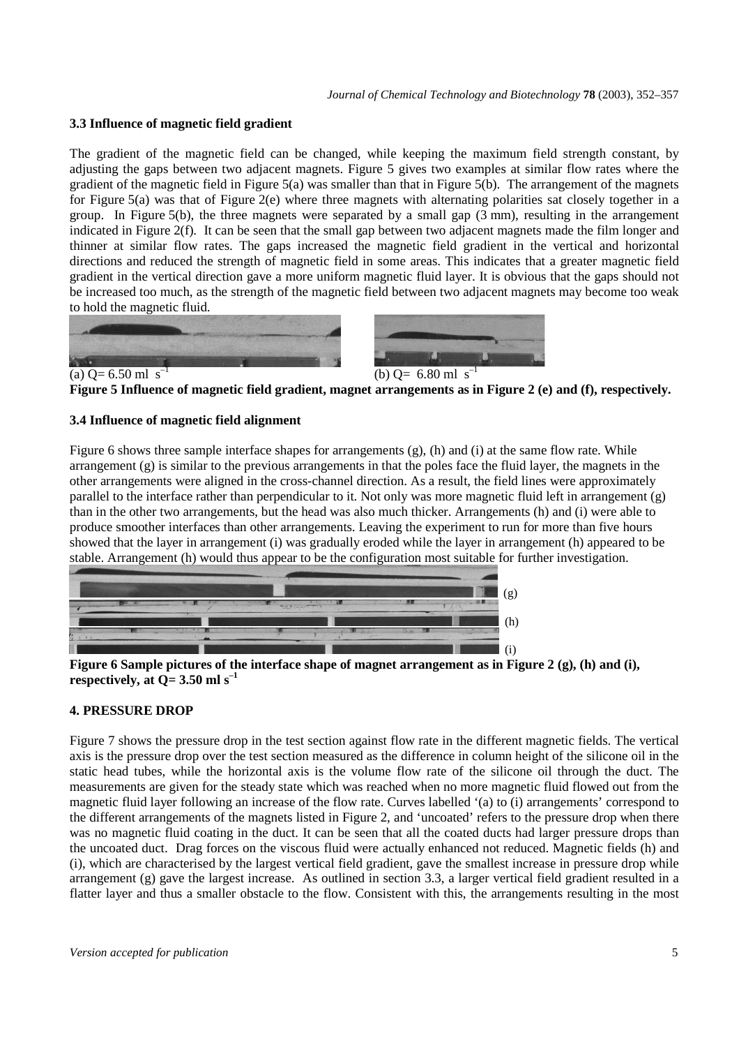### 3.3 Influence of magnetic field gradient

The gradient of the magnetic field can be changed, while keeping the maximum field strength constant, by adjusting the gaps between two adjacent magnets. Figure 5 gives two examples at similar flow rates where the gradient of the magnetic field in Figure 5(a) was smaller than that in Figure 5(b). The arrangement of the magnets for Figure 5(a) was that of Figure 2(e) where three magnets with alternating polarities sat closely together in a group. In Figure 5(b), the three magnets were separated by a small gap (3 mm), resulting in the arrangement indicated in Figure 2(f). It can be seen that the small gap between two adjacent magnets made the film longer and thinner at similar flow rates. The gaps increased the magnetic field gradient in the vertical and horizontal directions and reduced the strength of magnetic field in some areas. This indicates that a greater magnetic field gradient in the vertical direction gave a more uniform magnetic fluid layer. It is obvious that the gaps should not be increased too much, as the strength of the magnetic field between two adjacent magnets may become too weak to hold the magnetic fluid.

(a) Q= 6.50 ml $s^{-1}$ (b) Q= 6.80 ml $s^{-1}$

**Figure 5 Influence of magnetic field gradient, magnet arrangements as in Figure 2 (e) and (f), respectively.**

### 3.4 Influence of magnetic field alignment

Figure 6 shows three sample interface shapes for arrangements (g), (h) and (i) at the same flow rate. While arrangement (g) is similar to the previous arrangements in that the poles face the fluid layer, the magnets in the other arrangements were aligned in the cross-channel direction. As a result, the field lines were approximately parallel to the interface rather than perpendicular to it. Not only was more magnetic fluid left in arrangement (g) than in the other two arrangements, but the head was also much thicker. Arrangements (h) and (i) were able to produce smoother interfaces than other arrangements. Leaving the experiment to run for more than five hours showed that the layer in arrangement (i) was gradually eroded while the layer in arrangement (h) appeared to be stable. Arrangement (h) would thus appear to be the configuration most suitable for further investigation.

(g)

(h)

(i)

**Figure 6 Sample pictures of the interface shape of magnet arrangement as in Figure 2 (g), (h) and (i), respectively, at Q= 3.50 ml $s^{-1}$**

## 4. PRESSURE DROP

Figure 7 shows the pressure drop in the test section against flow rate in the different magnetic fields. The vertical axis is the pressure drop over the test section measured as the difference in column height of the silicone oil in the static head tubes, while the horizontal axis is the volume flow rate of the silicone oil through the duct. The measurements are given for the steady state which was reached when no more magnetic fluid flowed out from the magnetic fluid layer following an increase of the flow rate. Curves labelled '(a) to (i) arrangements' correspond to the different arrangements of the magnets listed in Figure 2, and 'uncoated' refers to the pressure drop when there was no magnetic fluid coating in the duct. It can be seen that all the coated ducts had larger pressure drops than the uncoated duct. Drag forces on the viscous fluid were actually enhanced not reduced. Magnetic fields (h) and (i), which are characterised by the largest vertical field gradient, gave the smallest increase in pressure drop while arrangement (g) gave the largest increase. As outlined in section 3.3, a larger vertical field gradient resulted in a flatter layer and thus a smaller obstacle to the flow. Consistent with this, the arrangements resulting in the most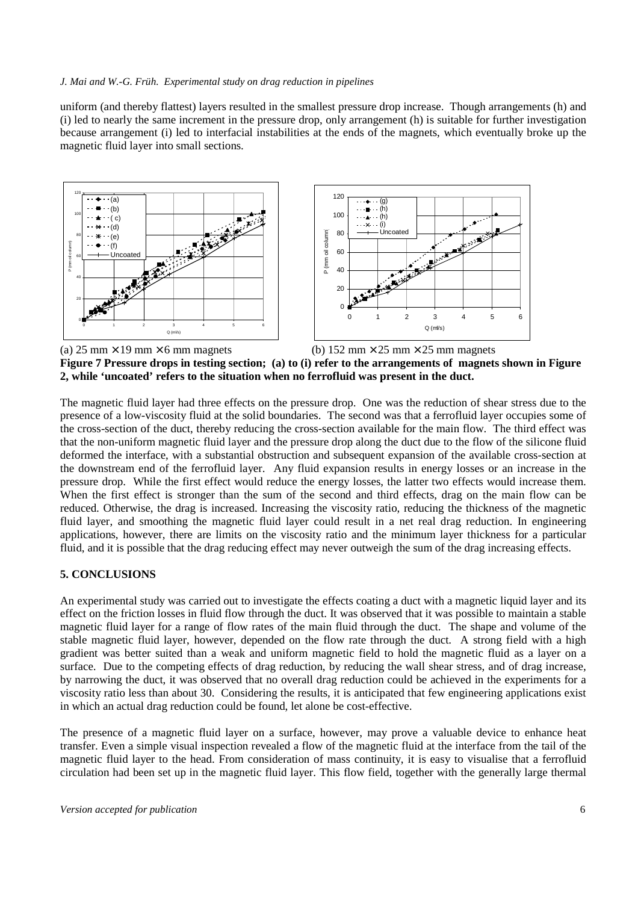uniform (and thereby flattest) layers resulted in the smallest pressure drop increase. Though arrangements (h) and (i) led to nearly the same increment in the pressure drop, only arrangement (h) is suitable for further investigation because arrangement (i) led to interfacial instabilities at the ends of the magnets, which eventually broke up the magnetic fluid layer into small sections.

(a) 25 mm × 19 mm × 6 mm magnets (b) 152 mm × 25 mm × 25 mm magnets

**Figure 7 Pressure drops in testing section; (a) to (i) refer to the arrangements of magnets shown in Figure 2, while 'uncoated' refers to the situation when no ferrofluid was present in the duct.**

The magnetic fluid layer had three effects on the pressure drop. One was the reduction of shear stress due to the presence of a low-viscosity fluid at the solid boundaries. The second was that a ferrofluid layer occupies some of the cross-section of the duct, thereby reducing the cross-section available for the main flow. The third effect was that the non-uniform magnetic fluid layer and the pressure drop along the duct due to the flow of the silicone fluid deformed the interface, with a substantial obstruction and subsequent expansion of the available cross-section at the downstream end of the ferrofluid layer. Any fluid expansion results in energy losses or an increase in the pressure drop. While the first effect would reduce the energy losses, the latter two effects would increase them. When the first effect is stronger than the sum of the second and third effects, drag on the main flow can be reduced. Otherwise, the drag is increased. Increasing the viscosity ratio, reducing the thickness of the magnetic fluid layer, and smoothing the magnetic fluid layer could result in a net real drag reduction. In engineering applications, however, there are limits on the viscosity ratio and the minimum layer thickness for a particular fluid, and it is possible that the drag reducing effect may never outweigh the sum of the drag increasing effects.

## 5. CONCLUSIONS

An experimental study was carried out to investigate the effects coating a duct with a magnetic liquid layer and its effect on the friction losses in fluid flow through the duct. It was observed that it was possible to maintain a stable magnetic fluid layer for a range of flow rates of the main fluid through the duct. The shape and volume of the stable magnetic fluid layer, however, depended on the flow rate through the duct. A strong field with a high gradient was better suited than a weak and uniform magnetic field to hold the magnetic fluid as a layer on a surface. Due to the competing effects of drag reduction, by reducing the wall shear stress, and of drag increase, by narrowing the duct, it was observed that no overall drag reduction could be achieved in the experiments for a viscosity ratio less than about 30. Considering the results, it is anticipated that few engineering applications exist in which an actual drag reduction could be found, let alone be cost-effective.

The presence of a magnetic fluid layer on a surface, however, may prove a valuable device to enhance heat transfer. Even a simple visual inspection revealed a flow of the magnetic fluid at the interface from the tail of the magnetic fluid layer to the head. From consideration of mass continuity, it is easy to visualise that a ferrofluid circulation had been set up in the magnetic fluid layer. This flow field, together with the generally large thermal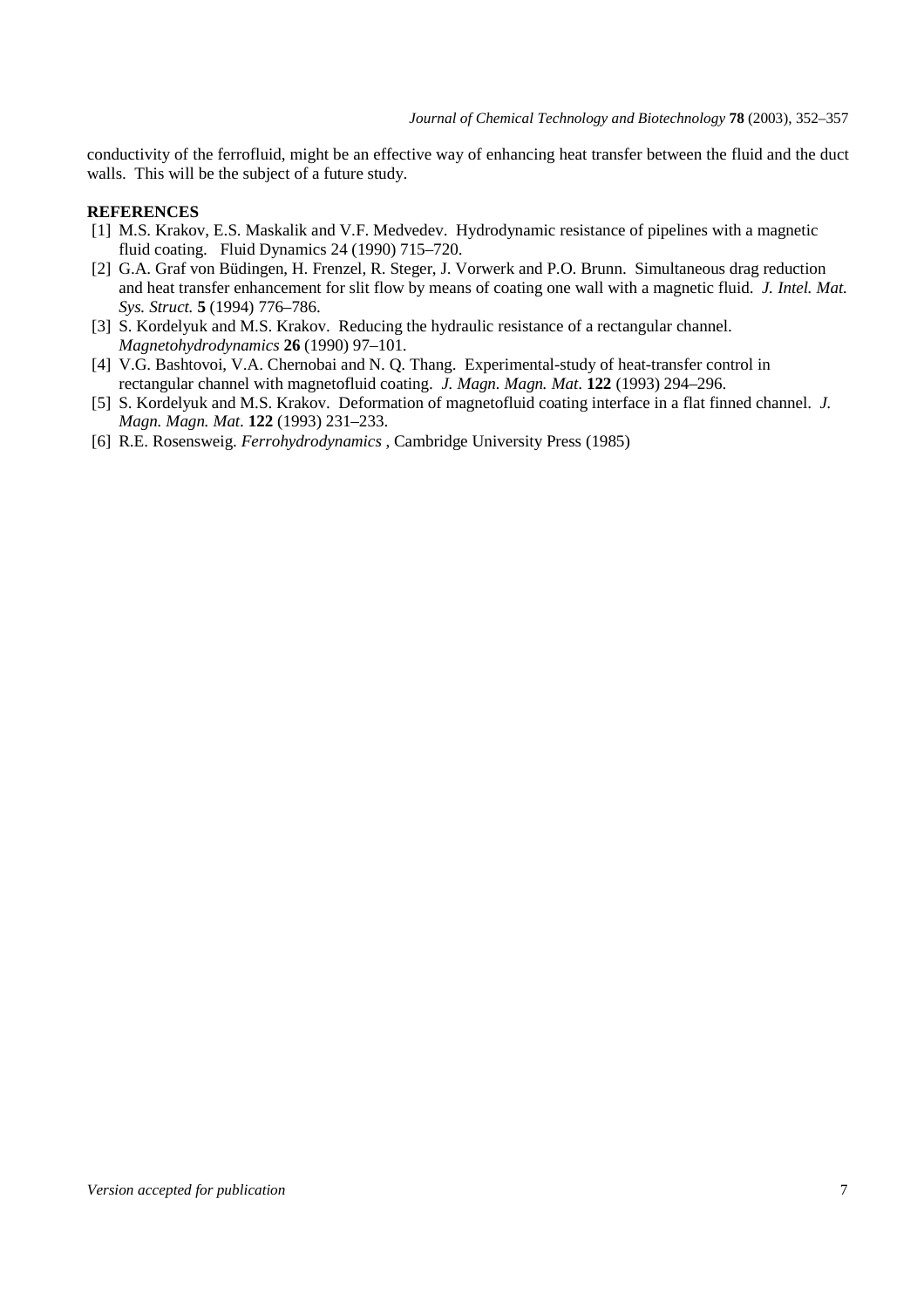conductivity of the ferrofluid, might be an effective way of enhancing heat transfer between the fluid and the duct walls. This will be the subject of a future study.

**REFERENCES**

[1] M.S. Krakov, E.S. Maskalik and V.F. Medvedev. Hydrodynamic resistance of pipelines with a magnetic fluid coating. Fluid Dynamics 24 (1990) 715–720.

[2] G.A. Graf von Büdingen, H. Frenzel, R. Steger, J. Vorwerk and P.O. Brunn. Simultaneous drag reduction and heat transfer enhancement for slit flow by means of coating one wall with a magnetic fluid. *J. Intel. Mat. Sys. Struct.* **5** (1994) 776–786.

[3] S. Kordelyuk and M.S. Krakov. Reducing the hydraulic resistance of a rectangular channel. *Magnetohydrodynamics* **26** (1990) 97–101.

[4] V.G. Bashtovoi, V.A. Chernobai and N. Q. Thang. Experimental-study of heat-transfer control in rectangular channel with magnetofluid coating. *J. Magn. Magn. Mat.* **122** (1993) 294–296.

[5] S. Kordelyuk and M.S. Krakov. Deformation of magnetofluid coating interface in a flat finned channel. *J. Magn. Magn. Mat.* **122** (1993) 231–233.

[6] R.E. Rosensweig. *Ferrohydrodynamics* , Cambridge University Press (1985)